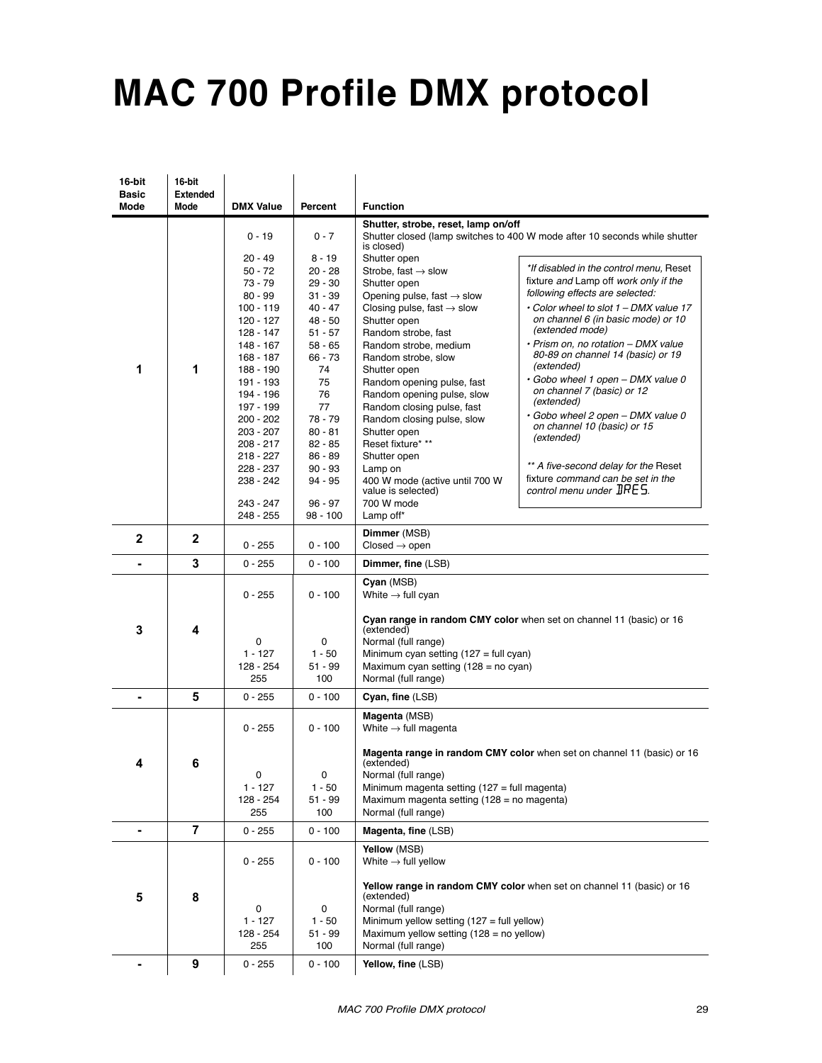# MAC 700 Profile DMX protocol

| 16-bit Basic Mode | 16-bit Extended Mode | DMX Value | Percent | Function |
|---|---|---|---|---|
| 1 | 1 | | | **Shutter, strobe, reset, lamp on/off** |
| | | 0 - 19 | 0 - 7 | Shutter closed (lamp switches to 400 W mode after 10 seconds while shutter is closed) |
| | | 20 - 49 | 8 - 19 | Shutter open |
| | | 50 - 72 | 20 - 28 | Strobe, fast → slow |
| | | 73 - 79 | 29 - 30 | Shutter open |
| | | 80 - 99 | 31 - 39 | Opening pulse, fast → slow |
| | | 100 - 119 | 40 - 47 | Closing pulse, fast → slow |
| | | 120 - 127 | 48 - 50 | Shutter open |
| | | 128 - 147 | 51 - 57 | Random strobe, fast |
| | | 148 - 167 | 58 - 65 | Random strobe, medium |
| | | 168 - 187 | 66 - 73 | Random strobe, slow |
| | | 188 - 190 | 74 | Shutter open |
| | | 191 - 193 | 75 | Random opening pulse, fast |
| | | 194 - 196 | 76 | Random opening pulse, slow |
| | | 197 - 199 | 77 | Random closing pulse, fast |
| | | 200 - 202 | 78 - 79 | Random closing pulse, slow |
| | | 203 - 207 | 80 - 81 | Shutter open |
| | | 208 - 217 | 82 - 85 | Reset fixture* ** |
| | | 218 - 227 | 86 - 89 | Shutter open |
| | | 228 - 237 | 90 - 93 | Lamp on |
| | | 238 - 242 | 94 - 95 | 400 W mode (active until 700 W value is selected) |
| | | 243 - 247 | 96 - 97 | 700 W mode |
| | | 248 - 255 | 98 - 100 | Lamp off* |
| 2 | 2 | | | **Dimmer** (MSB) |
| | | 0 - 255 | 0 - 100 | Closed → open |
| - | 3 | 0 - 255 | 0 - 100 | **Dimmer, fine** (LSB) |
| 3 | 4 | | | **Cyan** (MSB) |
| | | 0 - 255 | 0 - 100 | White → full cyan |
| | | | | **Cyan range in random CMY color** when set on channel 11 (basic) or 16 (extended) |
| | | 0 | 0 | Normal (full range) |
| | | 1 - 127 | 1 - 50 | Minimum cyan setting (127 = full cyan) |
| | | 128 - 254 | 51 - 99 | Maximum cyan setting (128 = no cyan) |
| | | 255 | 100 | Normal (full range) |
| - | 5 | 0 - 255 | 0 - 100 | **Cyan, fine** (LSB) |
| 4 | 6 | | | **Magenta** (MSB) |
| | | 0 - 255 | 0 - 100 | White → full magenta |
| | | | | **Magenta range in random CMY color** when set on channel 11 (basic) or 16 (extended) |
| | | 0 | 0 | Normal (full range) |
| | | 1 - 127 | 1 - 50 | Minimum magenta setting (127 = full magenta) |
| | | 128 - 254 | 51 - 99 | Maximum magenta setting (128 = no magenta) |
| | | 255 | 100 | Normal (full range) |
| - | 7 | 0 - 255 | 0 - 100 | **Magenta, fine** (LSB) |
| 5 | 8 | | | **Yellow** (MSB) |
| | | 0 - 255 | 0 - 100 | White → full yellow |
| | | | | **Yellow range in random CMY color** when set on channel 11 (basic) or 16 (extended) |
| | | 0 | 0 | Normal (full range) |
| | | 1 - 127 | 1 - 50 | Minimum yellow setting (127 = full yellow) |
| | | 128 - 254 | 51 - 99 | Maximum yellow setting (128 = no yellow) |
| | | 255 | 100 | Normal (full range) |
| - | 9 | 0 - 255 | 0 - 100 | **Yellow, fine** (LSB) |

*\*If disabled in the control menu,* Reset fixture *and* Lamp off *work only if the following effects are selected:*

- *Color wheel to slot 1 – DMX value 17 on channel 6 (in basic mode) or 10 (extended mode)*
- *Prism on, no rotation – DMX value 80-89 on channel 14 (basic) or 19 (extended)*
- *Gobo wheel 1 open – DMX value 0 on channel 7 (basic) or 12 (extended)*
- *Gobo wheel 2 open – DMX value 0 on channel 10 (basic) or 15 (extended)*

*\*\* A five-second delay for the* Reset fixture *command can be set in the control menu under* DRES.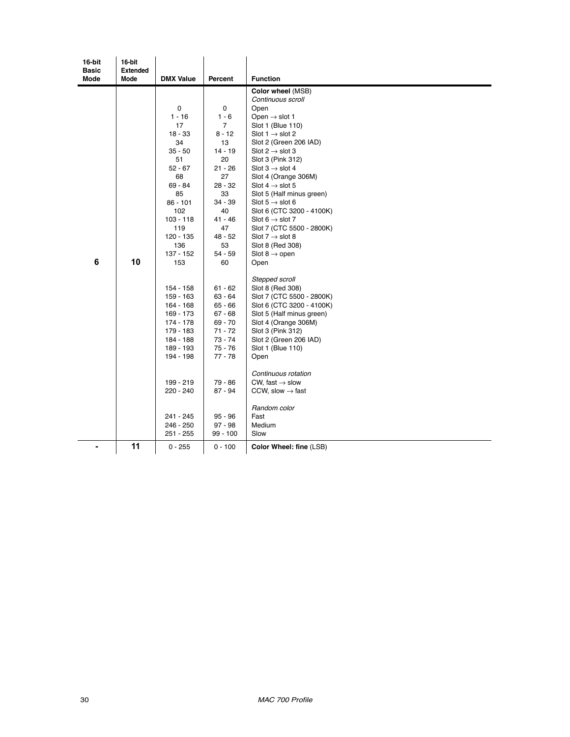| 16-bit Basic Mode | 16-bit Extended Mode | DMX Value | Percent | Function |
|---|---|---|---|---|
| 6 | 10 | | | **Color wheel** (MSB) |
| | | | | *Continuous scroll* |
| | | 0 | 0 | Open |
| | | 1 - 16 | 1 - 6 | Open → slot 1 |
| | | 17 | 7 | Slot 1 (Blue 110) |
| | | 18 - 33 | 8 - 12 | Slot 1 → slot 2 |
| | | 34 | 13 | Slot 2 (Green 206 IAD) |
| | | 35 - 50 | 14 - 19 | Slot 2 → slot 3 |
| | | 51 | 20 | Slot 3 (Pink 312) |
| | | 52 - 67 | 21 - 26 | Slot 3 → slot 4 |
| | | 68 | 27 | Slot 4 (Orange 306M) |
| | | 69 - 84 | 28 - 32 | Slot 4 → slot 5 |
| | | 85 | 33 | Slot 5 (Half minus green) |
| | | 86 - 101 | 34 - 39 | Slot 5 → slot 6 |
| | | 102 | 40 | Slot 6 (CTC 3200 - 4100K) |
| | | 103 - 118 | 41 - 46 | Slot 6 → slot 7 |
| | | 119 | 47 | Slot 7 (CTC 5500 - 2800K) |
| | | 120 - 135 | 48 - 52 | Slot 7 → slot 8 |
| | | 136 | 53 | Slot 8 (Red 308) |
| | | 137 - 152 | 54 - 59 | Slot 8 → open |
| | | 153 | 60 | Open |
| | | | | *Stepped scroll* |
| | | 154 - 158 | 61 - 62 | Slot 8 (Red 308) |
| | | 159 - 163 | 63 - 64 | Slot 7 (CTC 5500 - 2800K) |
| | | 164 - 168 | 65 - 66 | Slot 6 (CTC 3200 - 4100K) |
| | | 169 - 173 | 67 - 68 | Slot 5 (Half minus green) |
| | | 174 - 178 | 69 - 70 | Slot 4 (Orange 306M) |
| | | 179 - 183 | 71 - 72 | Slot 3 (Pink 312) |
| | | 184 - 188 | 73 - 74 | Slot 2 (Green 206 IAD) |
| | | 189 - 193 | 75 - 76 | Slot 1 (Blue 110) |
| | | 194 - 198 | 77 - 78 | Open |
| | | | | *Continuous rotation* |
| | | 199 - 219 | 79 - 86 | CW, fast → slow |
| | | 220 - 240 | 87 - 94 | CCW, slow → fast |
| | | | | *Random color* |
| | | 241 - 245 | 95 - 96 | Fast |
| | | 246 - 250 | 97 - 98 | Medium |
| | | 251 - 255 | 99 - 100 | Slow |
| - | 11 | 0 - 255 | 0 - 100 | **Color Wheel: fine** (LSB) |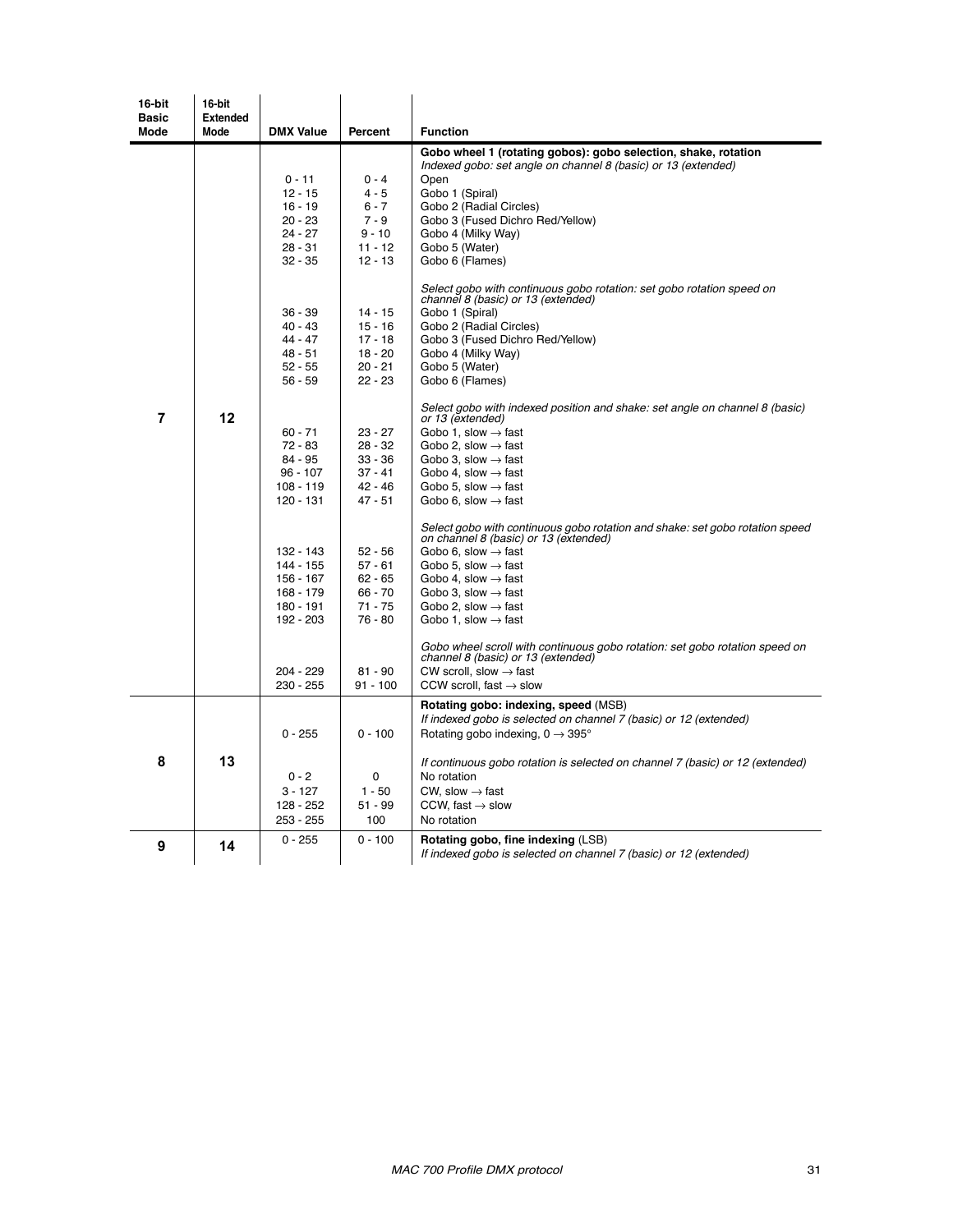| 16-bit Basic Mode | 16-bit Extended Mode | DMX Value | Percent | Function |
|---|---|---|---|---|
| 7 | 12 | | | **Gobo wheel 1 (rotating gobos): gobo selection, shake, rotation** |
| | | | | *Indexed gobo: set angle on channel 8 (basic) or 13 (extended)* |
| | | 0 - 11 | 0 - 4 | Open |
| | | 12 - 15 | 4 - 5 | Gobo 1 (Spiral) |
| | | 16 - 19 | 6 - 7 | Gobo 2 (Radial Circles) |
| | | 20 - 23 | 7 - 9 | Gobo 3 (Fused Dichro Red/Yellow) |
| | | 24 - 27 | 9 - 10 | Gobo 4 (Milky Way) |
| | | 28 - 31 | 11 - 12 | Gobo 5 (Water) |
| | | 32 - 35 | 12 - 13 | Gobo 6 (Flames) |
| | | | | *Select gobo with continuous gobo rotation: set gobo rotation speed on channel 8 (basic) or 13 (extended)* |
| | | 36 - 39 | 14 - 15 | Gobo 1 (Spiral) |
| | | 40 - 43 | 15 - 16 | Gobo 2 (Radial Circles) |
| | | 44 - 47 | 17 - 18 | Gobo 3 (Fused Dichro Red/Yellow) |
| | | 48 - 51 | 18 - 20 | Gobo 4 (Milky Way) |
| | | 52 - 55 | 20 - 21 | Gobo 5 (Water) |
| | | 56 - 59 | 22 - 23 | Gobo 6 (Flames) |
| | | | | *Select gobo with indexed position and shake: set angle on channel 8 (basic) or 13 (extended)* |
| | | 60 - 71 | 23 - 27 | Gobo 1, slow → fast |
| | | 72 - 83 | 28 - 32 | Gobo 2, slow → fast |
| | | 84 - 95 | 33 - 36 | Gobo 3, slow → fast |
| | | 96 - 107 | 37 - 41 | Gobo 4, slow → fast |
| | | 108 - 119 | 42 - 46 | Gobo 5, slow → fast |
| | | 120 - 131 | 47 - 51 | Gobo 6, slow → fast |
| | | | | *Select gobo with continuous gobo rotation and shake: set gobo rotation speed on channel 8 (basic) or 13 (extended)* |
| | | 132 - 143 | 52 - 56 | Gobo 6, slow → fast |
| | | 144 - 155 | 57 - 61 | Gobo 5, slow → fast |
| | | 156 - 167 | 62 - 65 | Gobo 4, slow → fast |
| | | 168 - 179 | 66 - 70 | Gobo 3, slow → fast |
| | | 180 - 191 | 71 - 75 | Gobo 2, slow → fast |
| | | 192 - 203 | 76 - 80 | Gobo 1, slow → fast |
| | | | | *Gobo wheel scroll with continuous gobo rotation: set gobo rotation speed on channel 8 (basic) or 13 (extended)* |
| | | 204 - 229 | 81 - 90 | CW scroll, slow → fast |
| | | 230 - 255 | 91 - 100 | CCW scroll, fast → slow |
| 8 | 13 | | | **Rotating gobo: indexing, speed** (MSB) |
| | | | | *If indexed gobo is selected on channel 7 (basic) or 12 (extended)* |
| | | 0 - 255 | 0 - 100 | Rotating gobo indexing, 0 → 395° |
| | | | | *If continuous gobo rotation is selected on channel 7 (basic) or 12 (extended)* |
| | | 0 - 2 | 0 | No rotation |
| | | 3 - 127 | 1 - 50 | CW, slow → fast |
| | | 128 - 252 | 51 - 99 | CCW, fast → slow |
| | | 253 - 255 | 100 | No rotation |
| 9 | 14 | 0 - 255 | 0 - 100 | **Rotating gobo, fine indexing** (LSB) *If indexed gobo is selected on channel 7 (basic) or 12 (extended)* |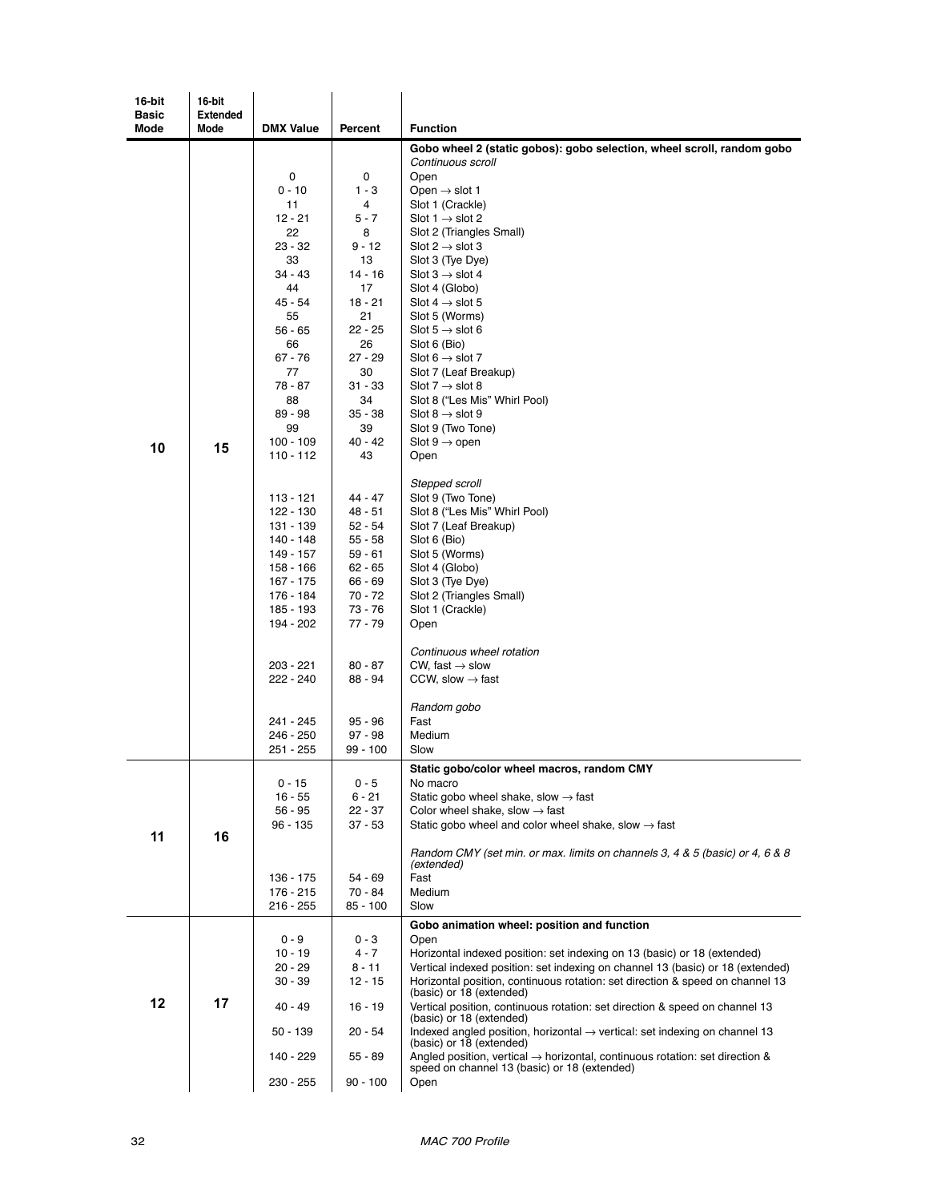| 16-bit Basic Mode | 16-bit Extended Mode | DMX Value | Percent | Function |
|---|---|---|---|---|
| 10 | 15 | | | **Gobo wheel 2 (static gobos): gobo selection, wheel scroll, random gobo** |
| | | | | *Continuous scroll* |
| | | 0 | 0 | Open |
| | | 0 - 10 | 1 - 3 | Open → slot 1 |
| | | 11 | 4 | Slot 1 (Crackle) |
| | | 12 - 21 | 5 - 7 | Slot 1 → slot 2 |
| | | 22 | 8 | Slot 2 (Triangles Small) |
| | | 23 - 32 | 9 - 12 | Slot 2 → slot 3 |
| | | 33 | 13 | Slot 3 (Tye Dye) |
| | | 34 - 43 | 14 - 16 | Slot 3 → slot 4 |
| | | 44 | 17 | Slot 4 (Globo) |
| | | 45 - 54 | 18 - 21 | Slot 4 → slot 5 |
| | | 55 | 21 | Slot 5 (Worms) |
| | | 56 - 65 | 22 - 25 | Slot 5 → slot 6 |
| | | 66 | 26 | Slot 6 (Bio) |
| | | 67 - 76 | 27 - 29 | Slot 6 → slot 7 |
| | | 77 | 30 | Slot 7 (Leaf Breakup) |
| | | 78 - 87 | 31 - 33 | Slot 7 → slot 8 |
| | | 88 | 34 | Slot 8 ("Les Mis" Whirl Pool) |
| | | 89 - 98 | 35 - 38 | Slot 8 → slot 9 |
| | | 99 | 39 | Slot 9 (Two Tone) |
| | | 100 - 109 | 40 - 42 | Slot 9 → open |
| | | 110 - 112 | 43 | Open |
| | | | | *Stepped scroll* |
| | | 113 - 121 | 44 - 47 | Slot 9 (Two Tone) |
| | | 122 - 130 | 48 - 51 | Slot 8 ("Les Mis" Whirl Pool) |
| | | 131 - 139 | 52 - 54 | Slot 7 (Leaf Breakup) |
| | | 140 - 148 | 55 - 58 | Slot 6 (Bio) |
| | | 149 - 157 | 59 - 61 | Slot 5 (Worms) |
| | | 158 - 166 | 62 - 65 | Slot 4 (Globo) |
| | | 167 - 175 | 66 - 69 | Slot 3 (Tye Dye) |
| | | 176 - 184 | 70 - 72 | Slot 2 (Triangles Small) |
| | | 185 - 193 | 73 - 76 | Slot 1 (Crackle) |
| | | 194 - 202 | 77 - 79 | Open |
| | | | | *Continuous wheel rotation* |
| | | 203 - 221 | 80 - 87 | CW, fast → slow |
| | | 222 - 240 | 88 - 94 | CCW, slow → fast |
| | | | | *Random gobo* |
| | | 241 - 245 | 95 - 96 | Fast |
| | | 246 - 250 | 97 - 98 | Medium |
| | | 251 - 255 | 99 - 100 | Slow |
| 11 | 16 | | | **Static gobo/color wheel macros, random CMY** |
| | | 0 - 15 | 0 - 5 | No macro |
| | | 16 - 55 | 6 - 21 | Static gobo wheel shake, slow → fast |
| | | 56 - 95 | 22 - 37 | Color wheel shake, slow → fast |
| | | 96 - 135 | 37 - 53 | Static gobo wheel and color wheel shake, slow → fast |
| | | | | *Random CMY (set min. or max. limits on channels 3, 4 & 5 (basic) or 4, 6 & 8 (extended)* |
| | | 136 - 175 | 54 - 69 | Fast |
| | | 176 - 215 | 70 - 84 | Medium |
| | | 216 - 255 | 85 - 100 | Slow |
| 12 | 17 | | | **Gobo animation wheel: position and function** |
| | | 0 - 9 | 0 - 3 | Open |
| | | 10 - 19 | 4 - 7 | Horizontal indexed position: set indexing on 13 (basic) or 18 (extended) |
| | | 20 - 29 | 8 - 11 | Vertical indexed position: set indexing on channel 13 (basic) or 18 (extended) |
| | | 30 - 39 | 12 - 15 | Horizontal position, continuous rotation: set direction & speed on channel 13 (basic) or 18 (extended) |
| | | 40 - 49 | 16 - 19 | Vertical position, continuous rotation: set direction & speed on channel 13 (basic) or 18 (extended) |
| | | 50 - 139 | 20 - 54 | Indexed angled position, horizontal → vertical: set indexing on channel 13 (basic) or 18 (extended) |
| | | 140 - 229 | 55 - 89 | Angled position, vertical → horizontal, continuous rotation: set direction & speed on channel 13 (basic) or 18 (extended) |
| | | 230 - 255 | 90 - 100 | Open |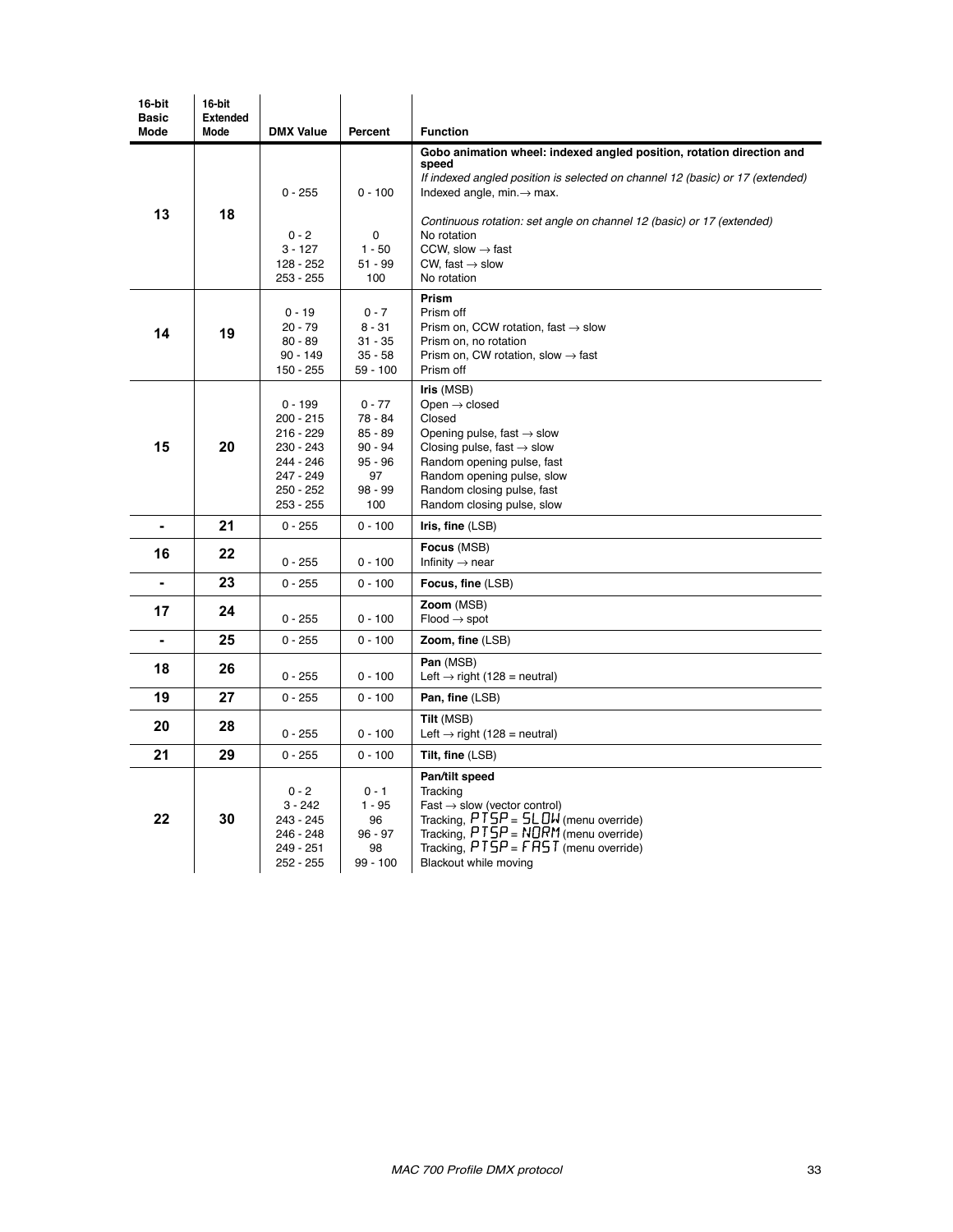| 16-bit Basic Mode | 16-bit Extended Mode | DMX Value | Percent | Function |
|---|---|---|---|---|
| 13 | 18 | | | **Gobo animation wheel: indexed angled position, rotation direction and speed** |
| | | | | *If indexed angled position is selected on channel 12 (basic) or 17 (extended)* |
| | | 0 - 255 | 0 - 100 | Indexed angle, min.→ max. |
| | | | | *Continuous rotation: set angle on channel 12 (basic) or 17 (extended)* |
| | | 0 - 2 | 0 | No rotation |
| | | 3 - 127 | 1 - 50 | CCW, slow → fast |
| | | 128 - 252 | 51 - 99 | CW, fast → slow |
| | | 253 - 255 | 100 | No rotation |
| 14 | 19 | | | **Prism** |
| | | 0 - 19 | 0 - 7 | Prism off |
| | | 20 - 79 | 8 - 31 | Prism on, CCW rotation, fast → slow |
| | | 80 - 89 | 31 - 35 | Prism on, no rotation |
| | | 90 - 149 | 35 - 58 | Prism on, CW rotation, slow → fast |
| | | 150 - 255 | 59 - 100 | Prism off |
| 15 | 20 | | | **Iris** (MSB) |
| | | 0 - 199 | 0 - 77 | Open → closed |
| | | 200 - 215 | 78 - 84 | Closed |
| | | 216 - 229 | 85 - 89 | Opening pulse, fast → slow |
| | | 230 - 243 | 90 - 94 | Closing pulse, fast → slow |
| | | 244 - 246 | 95 - 96 | Random opening pulse, fast |
| | | 247 - 249 | 97 | Random opening pulse, slow |
| | | 250 - 252 | 98 - 99 | Random closing pulse, fast |
| | | 253 - 255 | 100 | Random closing pulse, slow |
| - | 21 | 0 - 255 | 0 - 100 | **Iris, fine** (LSB) |
| 16 | 22 | | | **Focus** (MSB) |
| | | 0 - 255 | 0 - 100 | Infinity → near |
| - | 23 | 0 - 255 | 0 - 100 | **Focus, fine** (LSB) |
| 17 | 24 | | | **Zoom** (MSB) |
| | | 0 - 255 | 0 - 100 | Flood → spot |
| - | 25 | 0 - 255 | 0 - 100 | **Zoom, fine** (LSB) |
| 18 | 26 | | | **Pan** (MSB) |
| | | 0 - 255 | 0 - 100 | Left → right (128 = neutral) |
| 19 | 27 | 0 - 255 | 0 - 100 | **Pan, fine** (LSB) |
| 20 | 28 | | | **Tilt** (MSB) |
| | | 0 - 255 | 0 - 100 | Left → right (128 = neutral) |
| 21 | 29 | 0 - 255 | 0 - 100 | **Tilt, fine** (LSB) |
| 22 | 30 | | | **Pan/tilt speed** |
| | | 0 - 2 | 0 - 1 | Tracking |
| | | 3 - 242 | 1 - 95 | Fast → slow (vector control) |
| | | 243 - 245 | 96 | Tracking, PTSP = SLOW (menu override) |
| | | 246 - 248 | 96 - 97 | Tracking, PTSP = NORM (menu override) |
| | | 249 - 251 | 98 | Tracking, PTSP = FAST (menu override) |
| | | 252 - 255 | 99 - 100 | Blackout while moving |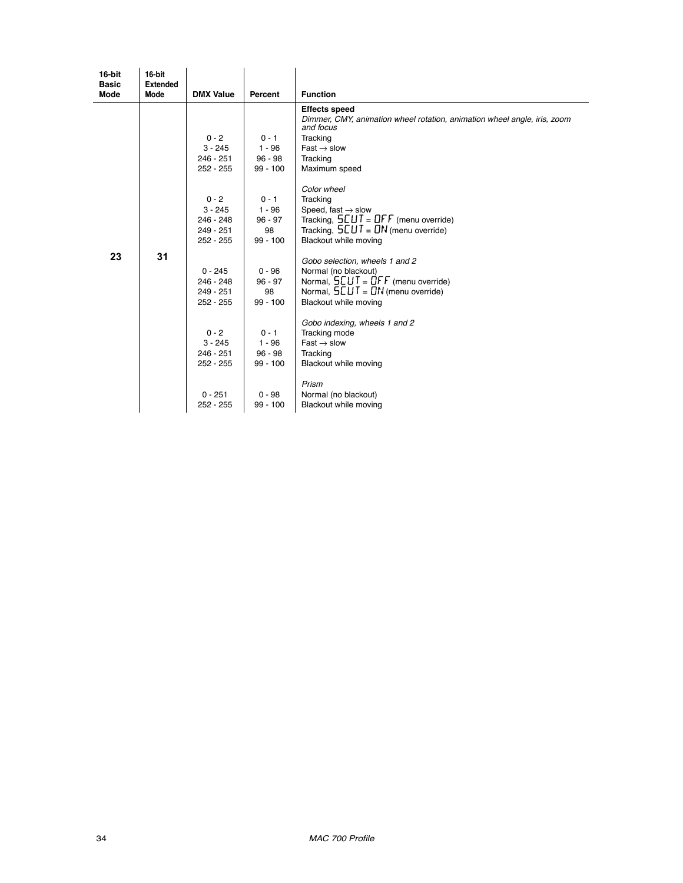| 16-bit Basic Mode | 16-bit Extended Mode | DMX Value | Percent | Function |
| --- | --- | --- | --- | --- |
| 23 | 31 | | | **Effects speed** |
| | | | | *Dimmer, CMY, animation wheel rotation, animation wheel angle, iris, zoom and focus* |
| | | 0 - 2 | 0 - 1 | Tracking |
| | | 3 - 245 | 1 - 96 | Fast → slow |
| | | 246 - 251 | 96 - 98 | Tracking |
| | | 252 - 255 | 99 - 100 | Maximum speed |
| | | | | *Color wheel* |
| | | 0 - 2 | 0 - 1 | Tracking |
| | | 3 - 245 | 1 - 96 | Speed, fast → slow |
| | | 246 - 248 | 96 - 97 | Tracking, SCUT = OFF (menu override) |
| | | 249 - 251 | 98 | Tracking, SCUT = ON (menu override) |
| | | 252 - 255 | 99 - 100 | Blackout while moving |
| | | | | *Gobo selection, wheels 1 and 2* |
| | | 0 - 245 | 0 - 96 | Normal (no blackout) |
| | | 246 - 248 | 96 - 97 | Normal, SCUT = OFF (menu override) |
| | | 249 - 251 | 98 | Normal, SCUT = ON (menu override) |
| | | 252 - 255 | 99 - 100 | Blackout while moving |
| | | | | *Gobo indexing, wheels 1 and 2* |
| | | 0 - 2 | 0 - 1 | Tracking mode |
| | | 3 - 245 | 1 - 96 | Fast → slow |
| | | 246 - 251 | 96 - 98 | Tracking |
| | | 252 - 255 | 99 - 100 | Blackout while moving |
| | | | | *Prism* |
| | | 0 - 251 | 0 - 98 | Normal (no blackout) |
| | | 252 - 255 | 99 - 100 | Blackout while moving |